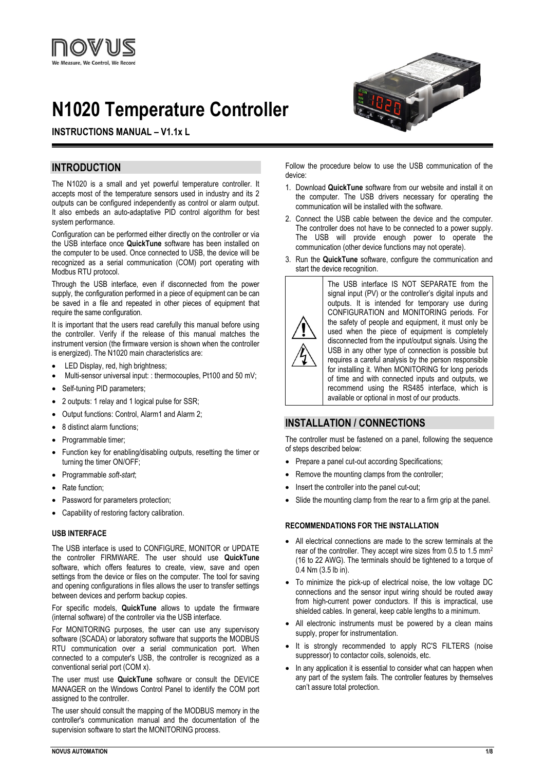NOVUS
We Measure, We Control, We Record

# N1020 Temperature Controller

**INSTRUCTIONS MANUAL – V1.1x L**

## INTRODUCTION

The N1020 is a small and yet powerful temperature controller. It accepts most of the temperature sensors used in industry and its 2 outputs can be configured independently as control or alarm output. It also embeds an auto-adaptative PID control algorithm for best system performance.

Configuration can be performed either directly on the controller or via the USB interface once **QuickTune** software has been installed on the computer to be used. Once connected to USB, the device will be recognized as a serial communication (COM) port operating with Modbus RTU protocol.

Through the USB interface, even if disconnected from the power supply, the configuration performed in a piece of equipment can be can be saved in a file and repeated in other pieces of equipment that require the same configuration.

It is important that the users read carefully this manual before using the controller. Verify if the release of this manual matches the instrument version (the firmware version is shown when the controller is energized). The N1020 main characteristics are:

- LED Display, red, high brightness;
- Multi-sensor universal input: : thermocouples, Pt100 and 50 mV;
- Self-tuning PID parameters;
- 2 outputs: 1 relay and 1 logical pulse for SSR;
- Output functions: Control, Alarm1 and Alarm 2;
- 8 distinct alarm functions;
- Programmable timer;
- Function key for enabling/disabling outputs, resetting the timer or turning the timer ON/OFF;
- Programmable *soft-start*;
- Rate function;
- Password for parameters protection;
- Capability of restoring factory calibration.

### USB INTERFACE

The USB interface is used to CONFIGURE, MONITOR or UPDATE the controller FIRMWARE. The user should use **QuickTune** software, which offers features to create, view, save and open settings from the device or files on the computer. The tool for saving and opening configurations in files allows the user to transfer settings between devices and perform backup copies.

For specific models, **QuickTune** allows to update the firmware (internal software) of the controller via the USB interface.

For MONITORING purposes, the user can use any supervisory software (SCADA) or laboratory software that supports the MODBUS RTU communication over a serial communication port. When connected to a computer's USB, the controller is recognized as a conventional serial port (COM x).

The user must use **QuickTune** software or consult the DEVICE MANAGER on the Windows Control Panel to identify the COM port assigned to the controller.

The user should consult the mapping of the MODBUS memory in the controller's communication manual and the documentation of the supervision software to start the MONITORING process.

Follow the procedure below to use the USB communication of the device:

1. Download **QuickTune** software from our website and install it on the computer. The USB drivers necessary for operating the communication will be installed with the software.
2. Connect the USB cable between the device and the computer. The controller does not have to be connected to a power supply. The USB will provide enough power to operate the communication (other device functions may not operate).
3. Run the **QuickTune** software, configure the communication and start the device recognition.

The USB interface IS NOT SEPARATE from the signal input (PV) or the controller's digital inputs and outputs. It is intended for temporary use during CONFIGURATION and MONITORING periods. For the safety of people and equipment, it must only be used when the piece of equipment is completely disconnected from the input/output signals. Using the USB in any other type of connection is possible but requires a careful analysis by the person responsible for installing it. When MONITORING for long periods of time and with connected inputs and outputs, we recommend using the RS485 interface, which is available or optional in most of our products.

## INSTALLATION / CONNECTIONS

The controller must be fastened on a panel, following the sequence of steps described below:

- Prepare a panel cut-out according Specifications;
- Remove the mounting clamps from the controller;
- Insert the controller into the panel cut-out;
- Slide the mounting clamp from the rear to a firm grip at the panel.

### RECOMMENDATIONS FOR THE INSTALLATION

- All electrical connections are made to the screw terminals at the rear of the controller. They accept wire sizes from 0.5 to 1.5 $mm^2$ (16 to 22 AWG). The terminals should be tightened to a torque of 0.4 Nm (3.5 lb in).
- To minimize the pick-up of electrical noise, the low voltage DC connections and the sensor input wiring should be routed away from high-current power conductors. If this is impractical, use shielded cables. In general, keep cable lengths to a minimum.
- All electronic instruments must be powered by a clean mains supply, proper for instrumentation.
- It is strongly recommended to apply RC'S FILTERS (noise suppressor) to contactor coils, solenoids, etc.
- In any application it is essential to consider what can happen when any part of the system fails. The controller features by themselves can't assure total protection.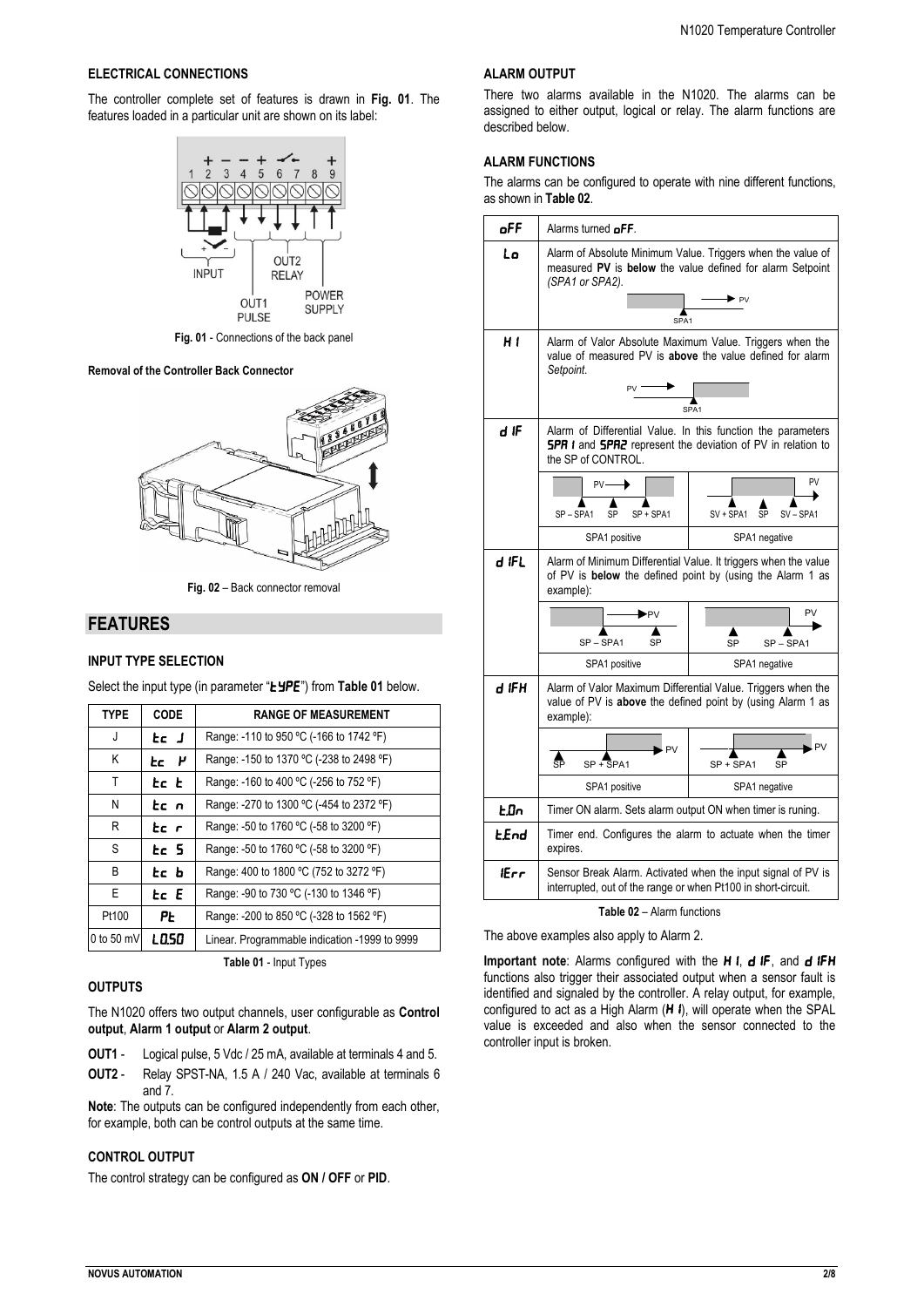## ELECTRICAL CONNECTIONS

The controller complete set of features is drawn in **Fig. 01**. The features loaded in a particular unit are shown on its label:

**Fig. 01** - Connections of the back panel

**Removal of the Controller Back Connector**

**Fig. 02** – Back connector removal

# FEATURES

### INPUT TYPE SELECTION

Select the input type (in parameter "**tYPE**") from **Table 01** below.

| TYPE | CODE | RANGE OF MEASUREMENT |
|---|---|---|
| J | **tc J** | Range: -110 to 950 ºC (-166 to 1742 ºF) |
| K | **tc K** | Range: -150 to 1370 ºC (-238 to 2498 ºF) |
| T | **tc t** | Range: -160 to 400 ºC (-256 to 752 ºF) |
| N | **tc n** | Range: -270 to 1300 ºC (-454 to 2372 ºF) |
| R | **tc r** | Range: -50 to 1760 ºC (-58 to 3200 ºF) |
| S | **tc S** | Range: -50 to 1760 ºC (-58 to 3200 ºF) |
| B | **tc b** | Range: 400 to 1800 ºC (752 to 3272 ºF) |
| E | **tc E** | Range: -90 to 730 ºC (-130 to 1346 ºF) |
| Pt100 | **Pt** | Range: -200 to 850 ºC (-328 to 1562 ºF) |
| 0 to 50 mV | **L0.50** | Linear. Programmable indication -1999 to 9999 |

**Table 01** - Input Types

### OUTPUTS

The N1020 offers two output channels, user configurable as **Control output**, **Alarm 1 output** or **Alarm 2 output**.

**OUT1** - Logical pulse, 5 Vdc / 25 mA, available at terminals 4 and 5.

**OUT2** - Relay SPST-NA, 1.5 A / 240 Vac, available at terminals 6 and 7.

**Note**: The outputs can be configured independently from each other, for example, both can be control outputs at the same time.

### CONTROL OUTPUT

The control strategy can be configured as **ON / OFF** or **PID**.

### ALARM OUTPUT

There two alarms available in the N1020. The alarms can be assigned to either output, logical or relay. The alarm functions are described below.

### ALARM FUNCTIONS

The alarms can be configured to operate with nine different functions, as shown in **Table 02**.

| | | |
|---|---|---|
| **oFF** | Alarms turned **oFF**. | |
| **Lo** | Alarm of Absolute Minimum Value. Triggers when the value of measured **PV** is **below** the value defined for alarm Setpoint *(SPA1 or SPA2)*. | |
| **HI** | Alarm of Valor Absolute Maximum Value. Triggers when the value of measured PV is **above** the value defined for alarm *Setpoint*. | |
| **dIF** | Alarm of Differential Value. In this function the parameters **SPA1** and **SPA2** represent the deviation of PV in relation to the SP of CONTROL. | |
| | SP – SPA1 SP SP + SPA1 | SV + SPA1 SP SV – SPA1 |
| | SPA1 positive | SPA1 negative |
| **dIFL** | Alarm of Minimum Differential Value. It triggers when the value of PV is **below** the defined point by (using the Alarm 1 as example): | |
| | SP – SPA1 SP | SP SP – SPA1 |
| | SPA1 positive | SPA1 negative |
| **dIFH** | Alarm of Valor Maximum Differential Value. Triggers when the value of PV is **above** the defined point by (using Alarm 1 as example): | |
| | SP SP + SPA1 | SP + SPA1 SP |
| | SPA1 positive | SPA1 negative |
| **t.0n** | Timer ON alarm. Sets alarm output ON when timer is runing. | |
| **t.End** | Timer end. Configures the alarm to actuate when the timer expires. | |
| **IErr** | Sensor Break Alarm. Activated when the input signal of PV is interrupted, out of the range or when Pt100 in short-circuit. | |

**Table 02** – Alarm functions

The above examples also apply to Alarm 2.

**Important note**: Alarms configured with the **HI**, **dIF**, and **dIFH** functions also trigger their associated output when a sensor fault is identified and signaled by the controller. A relay output, for example, configured to act as a High Alarm (**HI**), will operate when the SPAL value is exceeded and also when the sensor connected to the controller input is broken.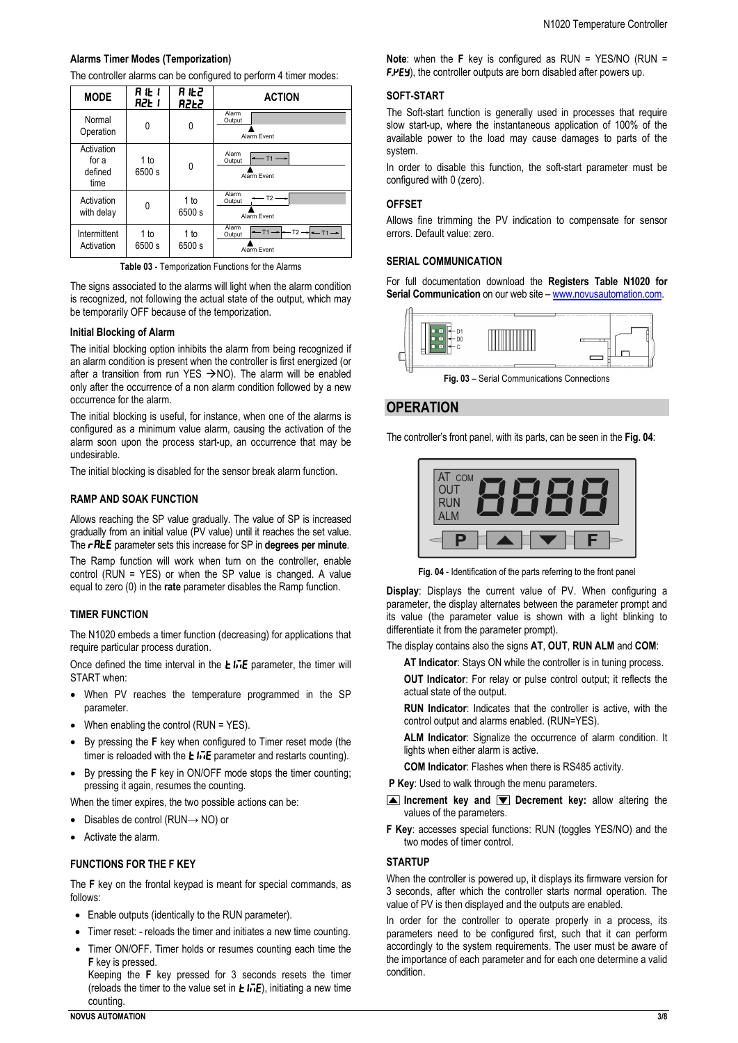#### Alarms Timer Modes (Temporization)

The controller alarms can be configured to perform 4 timer modes:

| MODE | A1t1 A2t1 | A1t2 A2t2 | ACTION |
|---|---|---|---|
| Normal Operation | 0 | 0 | Alarm Output / Alarm Event |
| Activation for a defined time | 1 to 6500 s | 0 | Alarm Output T1 / Alarm Event |
| Activation with delay | 0 | 1 to 6500 s | Alarm Output T2 / Alarm Event |
| Intermittent Activation | 1 to 6500 s | 1 to 6500 s | Alarm Output T1 T2 T1 / Alarm Event |

**Table 03** - Temporization Functions for the Alarms

The signs associated to the alarms will light when the alarm condition is recognized, not following the actual state of the output, which may be temporarily OFF because of the temporization.

#### Initial Blocking of Alarm

The initial blocking option inhibits the alarm from being recognized if an alarm condition is present when the controller is first energized (or after a transition from run YES →NO). The alarm will be enabled only after the occurrence of a non alarm condition followed by a new occurrence for the alarm.

The initial blocking is useful, for instance, when one of the alarms is configured as a minimum value alarm, causing the activation of the alarm soon upon the process start-up, an occurrence that may be undesirable.

The initial blocking is disabled for the sensor break alarm function.

### RAMP AND SOAK FUNCTION

Allows reaching the SP value gradually. The value of SP is increased gradually from an initial value (PV value) until it reaches the set value. The **rAtE** parameter sets this increase for SP in **degrees per minute**.

The Ramp function will work when turn on the controller, enable control (RUN = YES) or when the SP value is changed. A value equal to zero (0) in the **rate** parameter disables the Ramp function.

### TIMER FUNCTION

The N1020 embeds a timer function (decreasing) for applications that require particular process duration.

Once defined the time interval in the **tImE** parameter, the timer will START when:

- When PV reaches the temperature programmed in the SP parameter.
- When enabling the control (RUN = YES).
- By pressing the **F** key when configured to Timer reset mode (the timer is reloaded with the **tImE** parameter and restarts counting).
- By pressing the **F** key in ON/OFF mode stops the timer counting; pressing it again, resumes the counting.

When the timer expires, the two possible actions can be:

- Disables de control (RUN→ NO) or
- Activate the alarm.

### FUNCTIONS FOR THE F KEY

The **F** key on the frontal keypad is meant for special commands, as follows:

- Enable outputs (identically to the RUN parameter).
- Timer reset: - reloads the timer and initiates a new time counting.
- Timer ON/OFF. Timer holds or resumes counting each time the **F** key is pressed.
  Keeping the **F** key pressed for 3 seconds resets the timer (reloads the timer to the value set in **tImE**), initiating a new time counting.

**Note**: when the **F** key is configured as RUN = YES/NO (RUN = **F.KEY**), the controller outputs are born disabled after powers up.

### SOFT-START

The Soft-start function is generally used in processes that require slow start-up, where the instantaneous application of 100% of the available power to the load may cause damages to parts of the system.

In order to disable this function, the soft-start parameter must be configured with 0 (zero).

### OFFSET

Allows fine trimming the PV indication to compensate for sensor errors. Default value: zero.

### SERIAL COMMUNICATION

For full documentation download the **Registers Table N1020 for Serial Communication** on our web site – www.novusautomation.com.

**Fig. 03** – Serial Communications Connections

## OPERATION

The controller's front panel, with its parts, can be seen in the **Fig. 04**:

**Fig. 04** - Identification of the parts referring to the front panel

**Display**: Displays the current value of PV. When configuring a parameter, the display alternates between the parameter prompt and its value (the parameter value is shown with a light blinking to differentiate it from the parameter prompt).

The display contains also the signs **AT**, **OUT**, **RUN ALM** and **COM**:

**AT Indicator**: Stays ON while the controller is in tuning process.

**OUT Indicator**: For relay or pulse control output; it reflects the actual state of the output.

**RUN Indicator**: Indicates that the controller is active, with the control output and alarms enabled. (RUN=YES).

**ALM Indicator**: Signalize the occurrence of alarm condition. It lights when either alarm is active.

**COM Indicator**: Flashes when there is RS485 activity.

**P Key**: Used to walk through the menu parameters.

▲ **Increment key and** ▼ **Decrement key:** allow altering the values of the parameters.

**F Key**: accesses special functions: RUN (toggles YES/NO) and the two modes of timer control.

### STARTUP

When the controller is powered up, it displays its firmware version for 3 seconds, after which the controller starts normal operation. The value of PV is then displayed and the outputs are enabled.

In order for the controller to operate properly in a process, its parameters need to be configured first, such that it can perform accordingly to the system requirements. The user must be aware of the importance of each parameter and for each one determine a valid condition.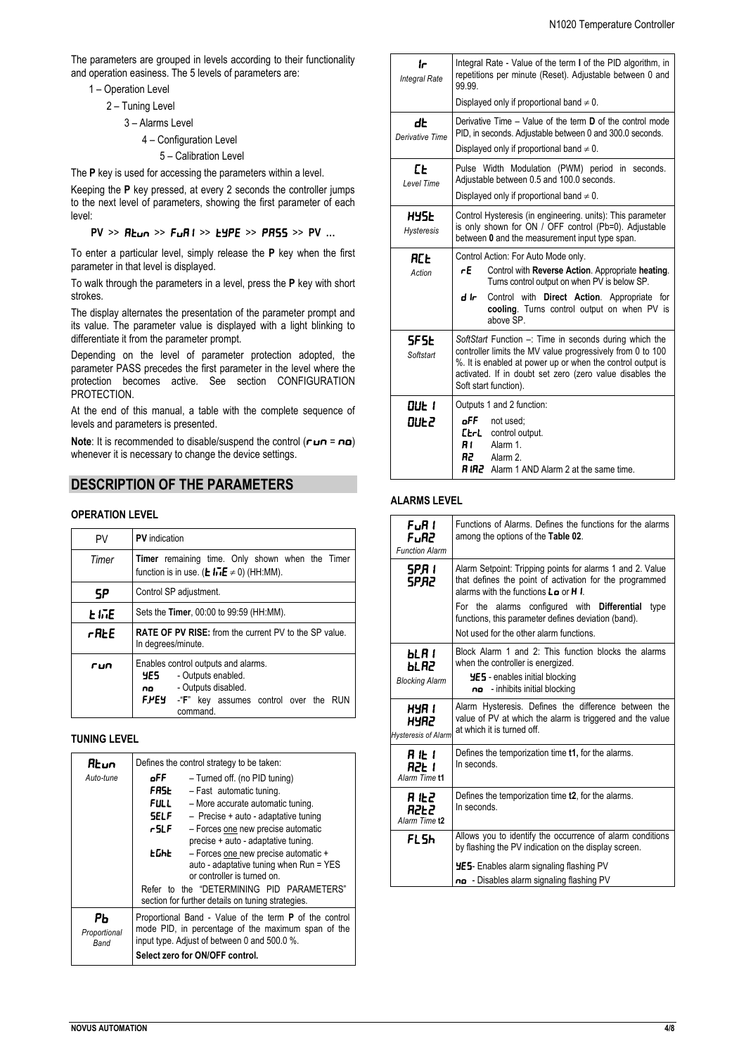The parameters are grouped in levels according to their functionality and operation easiness. The 5 levels of parameters are:

1 – Operation Level

2 – Tuning Level

3 – Alarms Level

4 – Configuration Level

5 – Calibration Level

The **P** key is used for accessing the parameters within a level.

Keeping the **P** key pressed, at every 2 seconds the controller jumps to the next level of parameters, showing the first parameter of each level:

**PV >> Atun >> FuA1 >> tYPE >> PASS >> PV …**

To enter a particular level, simply release the **P** key when the first parameter in that level is displayed.

To walk through the parameters in a level, press the **P** key with short strokes.

The display alternates the presentation of the parameter prompt and its value. The parameter value is displayed with a light blinking to differentiate it from the parameter prompt.

Depending on the level of parameter protection adopted, the parameter PASS precedes the first parameter in the level where the protection becomes active. See section CONFIGURATION PROTECTION.

At the end of this manual, a table with the complete sequence of levels and parameters is presented.

**Note**: It is recommended to disable/suspend the control (**run** = **no**) whenever it is necessary to change the device settings.

## DESCRIPTION OF THE PARAMETERS

### OPERATION LEVEL

| PV | **PV** indication |
|---|---|
| *Timer* | **Timer** remaining time. Only shown when the Timer function is in use. (**timE** ≠ 0) (HH:MM). |
| **SP** | Control SP adjustment. |
| **timE** | Sets the **Timer**, 00:00 to 99:59 (HH:MM). |
| **rAtE** | **RATE OF PV RISE:** from the current PV to the SP value. In degrees/minute. |
| **run** | Enables control outputs and alarms.<br>**YES** - Outputs enabled.<br>**no** - Outputs disabled.<br>**F.YES** -"**F**" key assumes control over the RUN command. |

### TUNING LEVEL

| **Atun**<br>*Auto-tune* | Defines the control strategy to be taken:<br>**oFF** – Turned off. (no PID tuning)<br>**FASt** – Fast automatic tuning.<br>**FULL** – More accurate automatic tuning.<br>**SELF** – Precise + auto - adaptative tuning<br>**rSLF** – Forces one new precise automatic precise + auto - adaptative tuning.<br>**tGht** – Forces one new precise automatic + auto - adaptative tuning when Run = YES or controller is turned on.<br>Refer to the "DETERMINING PID PARAMETERS" section for further details on tuning strategies. |
|---|---|
| **Pb**<br>*Proportional Band* | Proportional Band - Value of the term **P** of the control mode PID, in percentage of the maximum span of the input type. Adjust of between 0 and 500.0 %.<br>**Select zero for ON/OFF control.** |
| **Ir**<br>*Integral Rate* | Integral Rate - Value of the term **I** of the PID algorithm, in repetitions per minute (Reset). Adjustable between 0 and 99.99.<br>Displayed only if proportional band ≠ 0. |
| **dt**<br>*Derivative Time* | Derivative Time – Value of the term **D** of the control mode PID, in seconds. Adjustable between 0 and 300.0 seconds.<br>Displayed only if proportional band ≠ 0. |
| **Ct**<br>*Level Time* | Pulse Width Modulation (PWM) period in seconds. Adjustable between 0.5 and 100.0 seconds.<br>Displayed only if proportional band ≠ 0. |
| **HYSt**<br>*Hysteresis* | Control Hysteresis (in engineering. units): This parameter is only shown for ON / OFF control (Pb=0). Adjustable between **0** and the measurement input type span. |
| **ACt**<br>*Action* | Control Action: For Auto Mode only.<br>**rE** Control with **Reverse Action**. Appropriate **heating**. Turns control output on when PV is below SP.<br>**dIr** Control with **Direct Action**. Appropriate for **cooling**. Turns control output on when PV is above SP. |
| **SFSt**<br>*Softstart* | *SoftStart* Function –: Time in seconds during which the controller limits the MV value progressively from 0 to 100 %. It is enabled at power up or when the control output is activated. If in doubt set zero (zero value disables the Soft start function). |
| **OUt1**<br>**OUt2** | Outputs 1 and 2 function:<br>**oFF** not used;<br>**CtrL** control output.<br>**A1** Alarm 1.<br>**A2** Alarm 2.<br>**A1A2** Alarm 1 AND Alarm 2 at the same time. |

### ALARMS LEVEL

| **FuA1**<br>**FuA2**<br>*Function Alarm* | Functions of Alarms. Defines the functions for the alarms among the options of the **Table 02**. |
|---|---|
| **SPA1**<br>**SPA2** | Alarm Setpoint: Tripping points for alarms 1 and 2. Value that defines the point of activation for the programmed alarms with the functions **Lo** or **HI**.<br>For the alarms configured with **Differential** type functions, this parameter defines deviation (band).<br>Not used for the other alarm functions. |
| **bLA1**<br>**bLA2**<br>*Blocking Alarm* | Block Alarm 1 and 2: This function blocks the alarms when the controller is energized.<br>**YES** - enables initial blocking<br>**no** - inhibits initial blocking |
| **HYA1**<br>**HYA2**<br>*Hysteresis of Alarm* | Alarm Hysteresis. Defines the difference between the value of PV at which the alarm is triggered and the value at which it is turned off. |
| **A1t1**<br>**A2t1**<br>*Alarm Time* **t1** | Defines the temporization time **t1,** for the alarms. In seconds. |
| **A1t2**<br>**A2t2**<br>*Alarm Time* **t2** | Defines the temporization time **t2**, for the alarms. In seconds. |
| **FLSh** | Allows you to identify the occurrence of alarm conditions by flashing the PV indication on the display screen.<br>**YES**- Enables alarm signaling flashing PV<br>**no** - Disables alarm signaling flashing PV |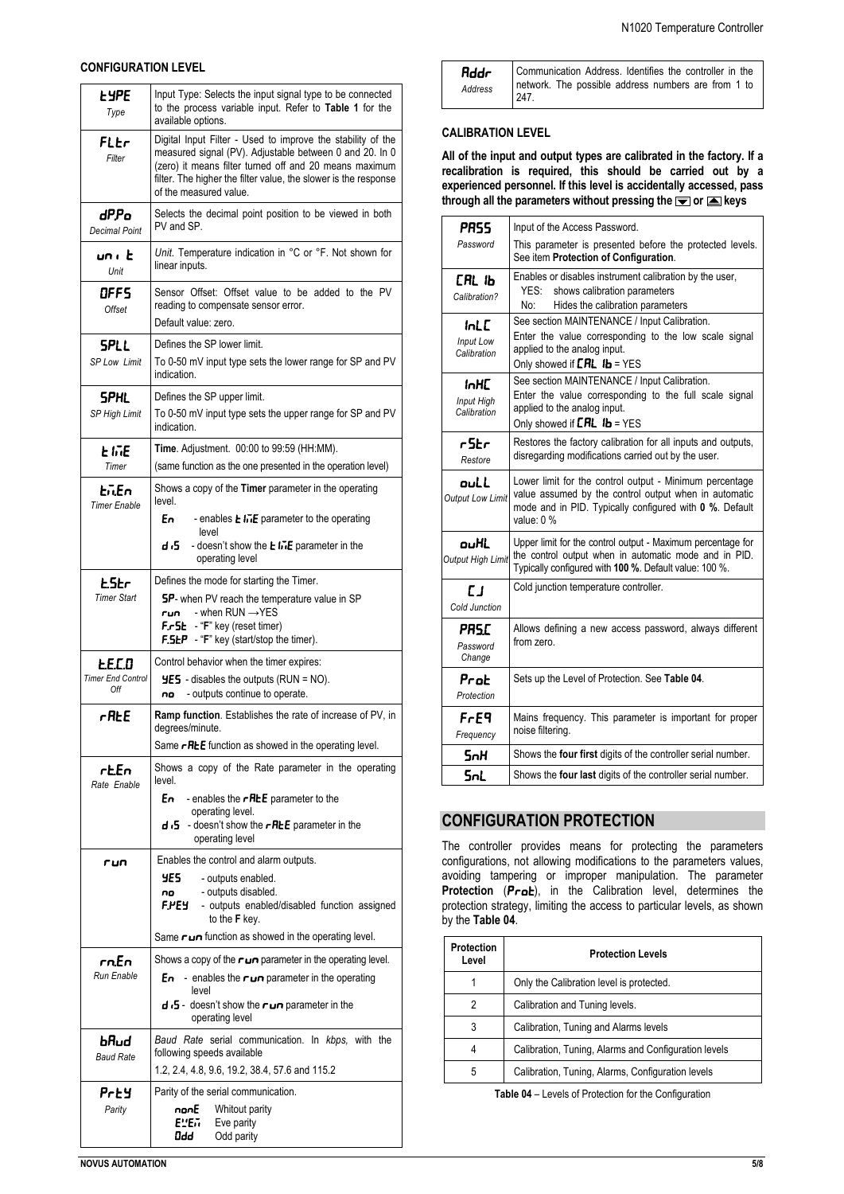## CONFIGURATION LEVEL

| | |
|---|---|
| **tYPE** *Type* | Input Type: Selects the input signal type to be connected to the process variable input. Refer to **Table 1** for the available options. |
| **FLtr** *Filter* | Digital Input Filter - Used to improve the stability of the measured signal (PV). Adjustable between 0 and 20. In 0 (zero) it means filter turned off and 20 means maximum filter. The higher the filter value, the slower is the response of the measured value. |
| **dP.Po** *Decimal Point* | Selects the decimal point position to be viewed in both PV and SP. |
| **unit** *Unit* | *Unit*. Temperature indication in °C or °F. Not shown for linear inputs. |
| **OFFS** *Offset* | Sensor Offset: Offset value to be added to the PV reading to compensate sensor error. Default value: zero. |
| **SPLL** *SP Low Limit* | Defines the SP lower limit. To 0-50 mV input type sets the lower range for SP and PV indication. |
| **SPHL** *SP High Limit* | Defines the SP upper limit. To 0-50 mV input type sets the upper range for SP and PV indication. |
| **tImE** *Timer* | **Time**. Adjustment. 00:00 to 99:59 (HH:MM). (same function as the one presented in the operation level) |
| **ti.En** *Timer Enable* | Shows a copy of the **Timer** parameter in the operating level. **En** - enables **tImE** parameter to the operating level. **dIS** - doesn't show the **tImE** parameter in the operating level |
| **t.Str** *Timer Start* | Defines the mode for starting the Timer. **SP**- when PV reach the temperature value in SP. **run** - when RUN →YES. **F.rSt** - "**F**" key (reset timer). **F.StP** - "**F**" key (start/stop the timer). |
| **t.E.C.O** *Timer End Control Off* | Control behavior when the timer expires: **YES** - disables the outputs (RUN = NO). **no** - outputs continue to operate. |
| **rAtE** | **Ramp function**. Establishes the rate of increase of PV, in degrees/minute. Same **rAtE** function as showed in the operating level. |
| **rt.En** *Rate Enable* | Shows a copy of the Rate parameter in the operating level. **En** - enables the **rAtE** parameter to the operating level. **dIS** - doesn't show the **rAtE** parameter in the operating level |
| **run** | Enables the control and alarm outputs. **YES** - outputs enabled. **no** - outputs disabled. **F.KEY** - outputs enabled/disabled function assigned to the **F** key. Same **run** function as showed in the operating level. |
| **rn.En** *Run Enable* | Shows a copy of the **run** parameter in the operating level. **En** - enables the **run** parameter in the operating level. **dIS** - doesn't show the **run** parameter in the operating level |
| **bAud** *Baud Rate* | *Baud Rate* serial communication. In *kbps,* with the following speeds available: 1.2, 2.4, 4.8, 9.6, 19.2, 38.4, 57.6 and 115.2 |
| **PrtY** *Parity* | Parity of the serial communication. **nonE** Whitout parity. **EVEn** Eve parity. **Odd** Odd parity |
| **Addr** *Address* | Communication Address. Identifies the controller in the network. The possible address numbers are from 1 to 247. |

## CALIBRATION LEVEL

**All of the input and output types are calibrated in the factory. If a recalibration is required, this should be carried out by a experienced personnel. If this level is accidentally accessed, pass through all the parameters without pressing the ▼ or ▲ keys**

| | |
|---|---|
| **PASS** *Password* | Input of the Access Password. This parameter is presented before the protected levels. See item **Protection of Configuration**. |
| **CALIb** *Calibration?* | Enables or disables instrument calibration by the user, YES: shows calibration parameters. No: Hides the calibration parameters |
| **InLC** *Input Low Calibration* | See section MAINTENANCE / Input Calibration. Enter the value corresponding to the low scale signal applied to the analog input. Only showed if **CALIb** = YES |
| **InHC** *Input High Calibration* | See section MAINTENANCE / Input Calibration. Enter the value corresponding to the full scale signal applied to the analog input. Only showed if **CALIb** = YES |
| **rStr** *Restore* | Restores the factory calibration for all inputs and outputs, disregarding modifications carried out by the user. |
| **ouLL** *Output Low Limit* | Lower limit for the control output - Minimum percentage value assumed by the control output when in automatic mode and in PID. Typically configured with **0 %**. Default value: 0 % |
| **ouHL** *Output High Limit* | Upper limit for the control output - Maximum percentage for the control output when in automatic mode and in PID. Typically configured with **100 %**. Default value: 100 %. |
| **CJ** *Cold Junction* | Cold junction temperature controller. |
| **PAS.C** *Password Change* | Allows defining a new access password, always different from zero. |
| **Prot** *Protection* | Sets up the Level of Protection. See **Table 04**. |
| **FrEq** *Frequency* | Mains frequency. This parameter is important for proper noise filtering. |
| **SnH** | Shows the **four first** digits of the controller serial number. |
| **SnL** | Shows the **four last** digits of the controller serial number. |

## CONFIGURATION PROTECTION

The controller provides means for protecting the parameters configurations, not allowing modifications to the parameters values, avoiding tampering or improper manipulation. The parameter **Protection** (**Prot**), in the Calibration level, determines the protection strategy, limiting the access to particular levels, as shown by the **Table 04**.

| Protection Level | Protection Levels |
|---|---|
| 1 | Only the Calibration level is protected. |
| 2 | Calibration and Tuning levels. |
| 3 | Calibration, Tuning and Alarms levels |
| 4 | Calibration, Tuning, Alarms and Configuration levels |
| 5 | Calibration, Tuning, Alarms, Configuration levels |

**Table 04** – Levels of Protection for the Configuration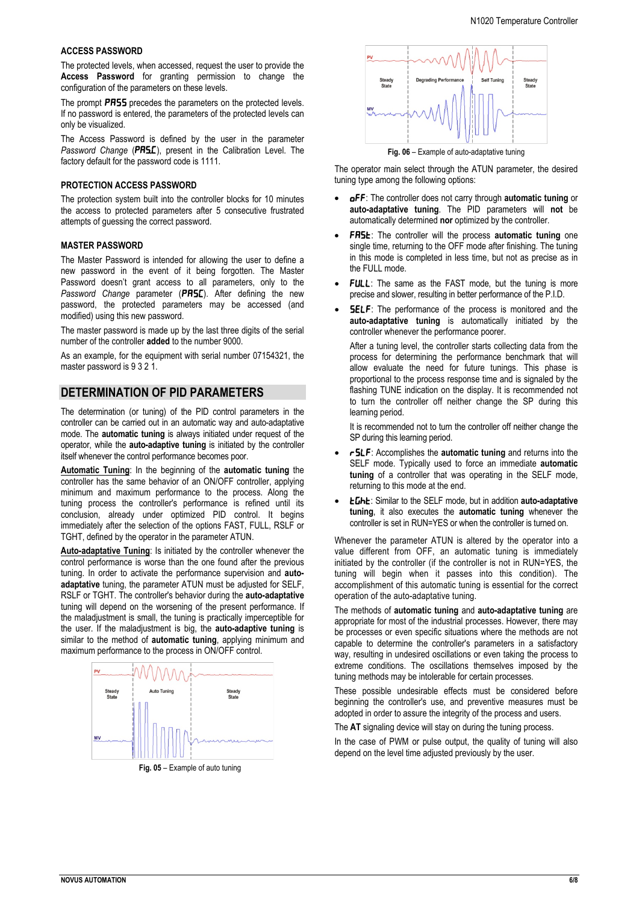### ACCESS PASSWORD

The protected levels, when accessed, request the user to provide the **Access Password** for granting permission to change the configuration of the parameters on these levels.

The prompt ***PASS*** precedes the parameters on the protected levels. If no password is entered, the parameters of the protected levels can only be visualized.

The Access Password is defined by the user in the parameter *Password Change* (***PASC***), present in the Calibration Level. The factory default for the password code is 1111.

### PROTECTION ACCESS PASSWORD

The protection system built into the controller blocks for 10 minutes the access to protected parameters after 5 consecutive frustrated attempts of guessing the correct password.

### MASTER PASSWORD

The Master Password is intended for allowing the user to define a new password in the event of it being forgotten. The Master Password doesn't grant access to all parameters, only to the *Password Change* parameter (***PASC***). After defining the new password, the protected parameters may be accessed (and modified) using this new password.

The master password is made up by the last three digits of the serial number of the controller **added** to the number 9000.

As an example, for the equipment with serial number 07154321, the master password is 9 3 2 1.

## DETERMINATION OF PID PARAMETERS

The determination (or tuning) of the PID control parameters in the controller can be carried out in an automatic way and auto-adaptative mode. The **automatic tuning** is always initiated under request of the operator, while the **auto-adaptive tuning** is initiated by the controller itself whenever the control performance becomes poor.

**Automatic Tuning**: In the beginning of the **automatic tuning** the controller has the same behavior of an ON/OFF controller, applying minimum and maximum performance to the process. Along the tuning process the controller's performance is refined until its conclusion, already under optimized PID control. It begins immediately after the selection of the options FAST, FULL, RSLF or TGHT, defined by the operator in the parameter ATUN.

**Auto-adaptative Tuning**: Is initiated by the controller whenever the control performance is worse than the one found after the previous tuning. In order to activate the performance supervision and **auto-adaptative** tuning, the parameter ATUN must be adjusted for SELF, RSLF or TGHT. The controller's behavior during the **auto-adaptative** tuning will depend on the worsening of the present performance. If the maladjustment is small, the tuning is practically imperceptible for the user. If the maladjustment is big, the **auto-adaptive tuning** is similar to the method of **automatic tuning**, applying minimum and maximum performance to the process in ON/OFF control.

**Fig. 05** – Example of auto tuning

**Fig. 06** – Example of auto-adaptative tuning

The operator main select through the ATUN parameter, the desired tuning type among the following options:

- ***oFF***: The controller does not carry through **automatic tuning** or **auto-adaptative tuning**. The PID parameters will **not** be automatically determined **nor** optimized by the controller.
- ***FASt***: The controller will the process **automatic tuning** one single time, returning to the OFF mode after finishing. The tuning in this mode is completed in less time, but not as precise as in the FULL mode.
- ***FULL***: The same as the FAST mode, but the tuning is more precise and slower, resulting in better performance of the P.I.D.
- ***SELF***: The performance of the process is monitored and the **auto-adaptative tuning** is automatically initiated by the controller whenever the performance poorer.

  After a tuning level, the controller starts collecting data from the process for determining the performance benchmark that will allow evaluate the need for future tunings. This phase is proportional to the process response time and is signaled by the flashing TUNE indication on the display. It is recommended not to turn the controller off neither change the SP during this learning period.

  It is recommended not to turn the controller off neither change the SP during this learning period.
- ***rSLF***: Accomplishes the **automatic tuning** and returns into the SELF mode. Typically used to force an immediate **automatic tuning** of a controller that was operating in the SELF mode, returning to this mode at the end.
- ***tGht***: Similar to the SELF mode, but in addition **auto-adaptative tuning**, it also executes the **automatic tuning** whenever the controller is set in RUN=YES or when the controller is turned on.

Whenever the parameter ATUN is altered by the operator into a value different from OFF, an automatic tuning is immediately initiated by the controller (if the controller is not in RUN=YES, the tuning will begin when it passes into this condition). The accomplishment of this automatic tuning is essential for the correct operation of the auto-adaptative tuning.

The methods of **automatic tuning** and **auto-adaptative tuning** are appropriate for most of the industrial processes. However, there may be processes or even specific situations where the methods are not capable to determine the controller's parameters in a satisfactory way, resulting in undesired oscillations or even taking the process to extreme conditions. The oscillations themselves imposed by the tuning methods may be intolerable for certain processes.

These possible undesirable effects must be considered before beginning the controller's use, and preventive measures must be adopted in order to assure the integrity of the process and users.

The **AT** signaling device will stay on during the tuning process.

In the case of PWM or pulse output, the quality of tuning will also depend on the level time adjusted previously by the user.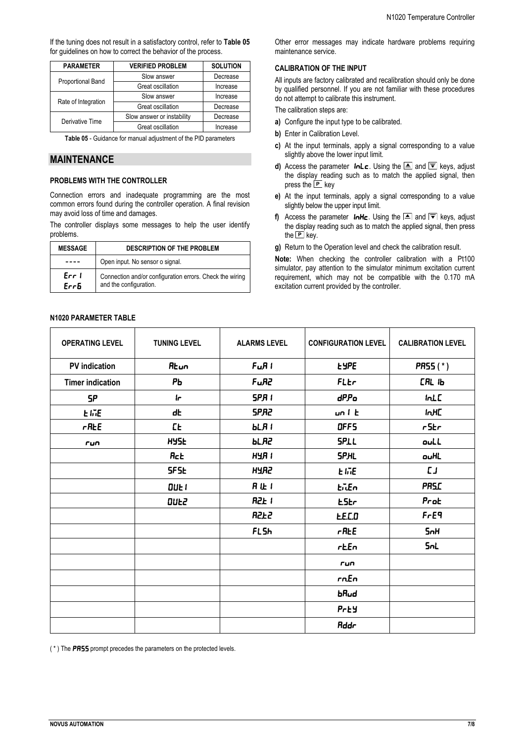If the tuning does not result in a satisfactory control, refer to **Table 05** for guidelines on how to correct the behavior of the process.

| PARAMETER | VERIFIED PROBLEM | SOLUTION |
|---|---|---|
| Proportional Band | Slow answer | Decrease |
| | Great oscillation | Increase |
| Rate of Integration | Slow answer | Increase |
| | Great oscillation | Decrease |
| Derivative Time | Slow answer or instability | Decrease |
| | Great oscillation | Increase |

**Table 05** - Guidance for manual adjustment of the PID parameters

## MAINTENANCE

### PROBLEMS WITH THE CONTROLLER

Connection errors and inadequate programming are the most common errors found during the controller operation. A final revision may avoid loss of time and damages.

The controller displays some messages to help the user identify problems.

| MESSAGE | DESCRIPTION OF THE PROBLEM |
|---|---|
| ---- | Open input. No sensor o signal. |
| Err1 Err6 | Connection and/or configuration errors. Check the wiring and the configuration. |

Other error messages may indicate hardware problems requiring maintenance service.

### CALIBRATION OF THE INPUT

All inputs are factory calibrated and recalibration should only be done by qualified personnel. If you are not familiar with these procedures do not attempt to calibrate this instrument.

The calibration steps are:

**a)** Configure the input type to be calibrated.

**b)** Enter in Calibration Level.

**c)** At the input terminals, apply a signal corresponding to a value slightly above the lower input limit.

**d)** Access the parameter **InLc**. Using the ▲ and ▼ keys, adjust the display reading such as to match the applied signal, then press the P key

**e)** At the input terminals, apply a signal corresponding to a value slightly below the upper input limit.

**f)** Access the parameter **InHc**. Using the ▲ and ▼ keys, adjust the display reading such as to match the applied signal, then press the P key.

**g)** Return to the Operation level and check the calibration result.

**Note:** When checking the controller calibration with a Pt100 simulator, pay attention to the simulator minimum excitation current requirement, which may not be compatible with the 0.170 mA excitation current provided by the controller.

### N1020 PARAMETER TABLE

| OPERATING LEVEL | TUNING LEVEL | ALARMS LEVEL | CONFIGURATION LEVEL | CALIBRATION LEVEL |
|---|---|---|---|---|
| **PV indication** | Atun | FuA1 | tYPE | PASS ( * ) |
| **Timer indication** | Pb | FuA2 | FLtr | CAL Ib |
| SP | Ir | SPA1 | dP.Po | InLC |
| tImE | dt | SPA2 | unIt | InHC |
| rAtE | Ct | bLA1 | OFFS | rStr |
| run | HYSt | bLA2 | SPLL | ouLL |
| | Act | HYA1 | SPHL | ouHL |
| | SFSt | HYA2 | tImE | CJ |
| | OUt1 | A1t1 | tiEn | PASC |
| | OUt2 | A2t1 | tStr | Prot |
| | | A2t2 | tE.C.O | FrEq |
| | | FLSh | rAtE | SnH |
| | | | rtEn | SnL |
| | | | run | |
| | | | rnEn | |
| | | | bAud | |
| | | | PrtY | |
| | | | Addr | |

( * ) The **PASS** prompt precedes the parameters on the protected levels.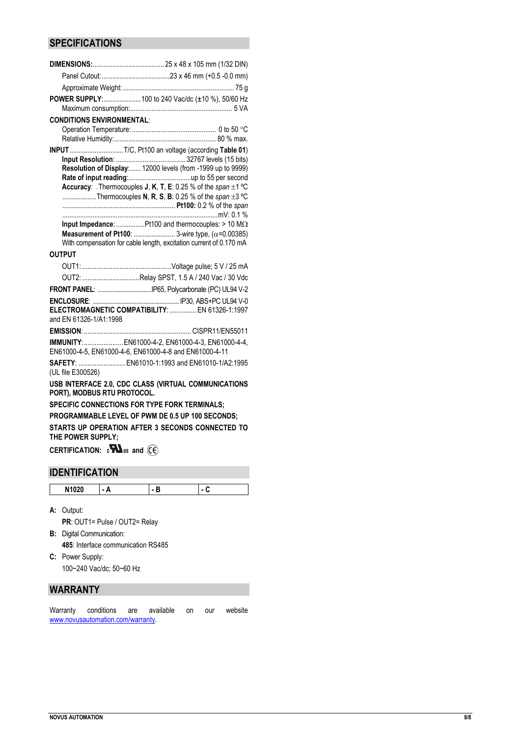## SPECIFICATIONS

**DIMENSIONS:**........................................25 x 48 x 105 mm (1/32 DIN)

Panel Cutout:......................................23 x 46 mm (+0.5 -0.0 mm)

Approximate Weight: ............................................................ 75 g

**POWER SUPPLY**:.....................100 to 240 Vac/dc (±10 %), 50/60 Hz

Maximum consumption:........................................................ 5 VA

**CONDITIONS ENVIRONMENTAL**:

Operation Temperature: .............................................. 0 to 50 °C

Relative Humidity:......................................................... 80 % max.

**INPUT**..............................T/C, Pt100 an voltage (according **Table 01**)

**Input Resolution**: ....................................... 32767 levels (15 bits)

**Resolution of Display**:...... 12000 levels (from -1999 up to 9999)

**Rate of input reading**:...................................up to 55 per second

**Accuracy**: .Thermocouples **J**, **K**, **T**, **E**: 0.25 % of the *span* ±1 ºC

..................Thermocouples **N**, **R**, **S**, **B**: 0.25 % of the *span* ±3 ºC

............................................................... **Pt100:** 0.2 % of the *span*

......................................................................................mV: 0.1 %

**Input Impedance**:................Pt100 and thermocouples: > 10 MΩ

**Measurement of Pt100**: ....................... 3-wire type, (α=0.00385)

With compensation for cable length, excitation current of 0.170 mA

**OUTPUT**

OUT1: ..................................................Voltage pulse; 5 V / 25 mA

OUT2: ................................Relay SPST, 1.5 A / 240 Vac / 30 Vdc

**FRONT PANEL**: ................................IP65, Polycarbonate (PC) UL94 V-2

**ENCLOSURE**: ................................................... IP30, ABS+PC UL94 V-0

**ELECTROMAGNETIC COMPATIBILITY**: ............... EN 61326-1:1997 and EN 61326-1/A1:1998

**EMISSION**: ............................................................ CISPR11/EN55011

**IMMUNITY**:......................EN61000-4-2, EN61000-4-3, EN61000-4-4, EN61000-4-5, EN61000-4-6, EN61000-4-8 and EN61000-4-11

**SAFETY**: .......................... EN61010-1:1993 and EN61010-1/A2:1995 (UL file E300526)

**USB INTERFACE 2.0, CDC CLASS (VIRTUAL COMMUNICATIONS PORT), MODBUS RTU PROTOCOL.**

**SPECIFIC CONNECTIONS FOR TYPE FORK TERMINALS;**

**PROGRAMMABLE LEVEL OF PWM DE 0.5 UP 100 SECONDS;**

**STARTS UP OPERATION AFTER 3 SECONDS CONNECTED TO THE POWER SUPPLY;**

**CERTIFICATION:** cULus **and** CE

## IDENTIFICATION

| N1020 | - A | - B | - C |
|---|---|---|---|

**A:** Output:

**PR**: OUT1= Pulse / OUT2= Relay

**B:** Digital Communication:

**485**: Interface communication RS485

**C:** Power Supply:

100~240 Vac/dc; 50~60 Hz

## WARRANTY

Warranty conditions are available on our website www.novusautomation.com/warranty.